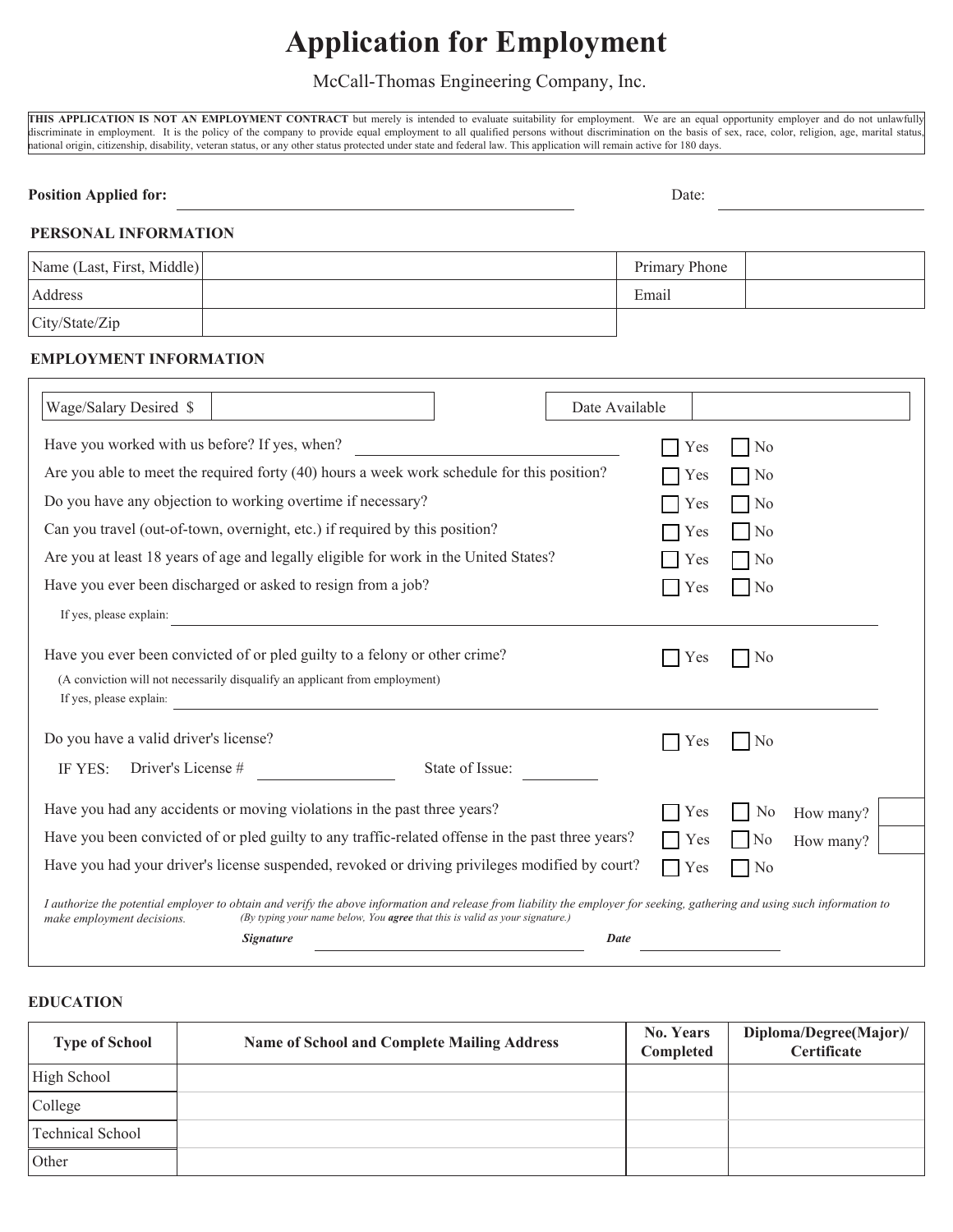# Application for Employment

McCall-Thomas Engineering Company, Inc.

**THIS APPLICATION IS NOT AN EMPLOYMENT CONTRACT** but merely is intended to evaluate suitability for employment. We are an equal opportunity employer and do not unlawfully discriminate in employment. It is the policy of the company to provide equal employment to all qualified persons without discrimination on the basis of sex, race, color, religion, age, marital status, national origin, citizenship, disability, veteran status, or any other status protected under state and federal law. This application will remain active for 180 days.

**Position Applied for:** ______________________________ Date: ______________

## PERSONAL INFORMATION

| Name (Last, First, Middle) | | Primary Phone | |
|---|---|---|---|
| Address | | Email | |
| City/State/Zip | | | |

## EMPLOYMENT INFORMATION

| Wage/Salary Desired $ | | Date Available | |
|---|---|---|---|

| Question | | |
|---|---|---|
| Have you worked with us before? If yes, when? ______________ | ☐ Yes | ☐ No |
| Are you able to meet the required forty (40) hours a week work schedule for this position? | ☐ Yes | ☐ No |
| Do you have any objection to working overtime if necessary? | ☐ Yes | ☐ No |
| Can you travel (out-of-town, overnight, etc.) if required by this position? | ☐ Yes | ☐ No |
| Are you at least 18 years of age and legally eligible for work in the United States? | ☐ Yes | ☐ No |
| Have you ever been discharged or asked to resign from a job? | ☐ Yes | ☐ No |

If yes, please explain: ______________________________

| Question | | |
|---|---|---|
| Have you ever been convicted of or pled guilty to a felony or other crime? | ☐ Yes | ☐ No |

(A conviction will not necessarily disqualify an applicant from employment)

If yes, please explain: ______________________________

| Question | | |
|---|---|---|
| Do you have a valid driver's license? | ☐ Yes | ☐ No |

IF YES: Driver's License # ______________ State of Issue: ________

| Question | | | |
|---|---|---|---|
| Have you had any accidents or moving violations in the past three years? | ☐ Yes | ☐ No | How many? |
| Have you been convicted of or pled guilty to any traffic-related offense in the past three years? | ☐ Yes | ☐ No | How many? |
| Have you had your driver's license suspended, revoked or driving privileges modified by court? | ☐ Yes | ☐ No | |

*I authorize the potential employer to obtain and verify the above information and release from liability the employer for seeking, gathering and using such information to make employment decisions.* *(By typing your name below, You **agree** that this is valid as your signature.)*

***Signature*** ______________________________ ***Date*** ______________

## EDUCATION

| Type of School | Name of School and Complete Mailing Address | No. Years Completed | Diploma/Degree(Major)/ Certificate |
|---|---|---|---|
| High School | | | |
| College | | | |
| Technical School | | | |
| Other | | | |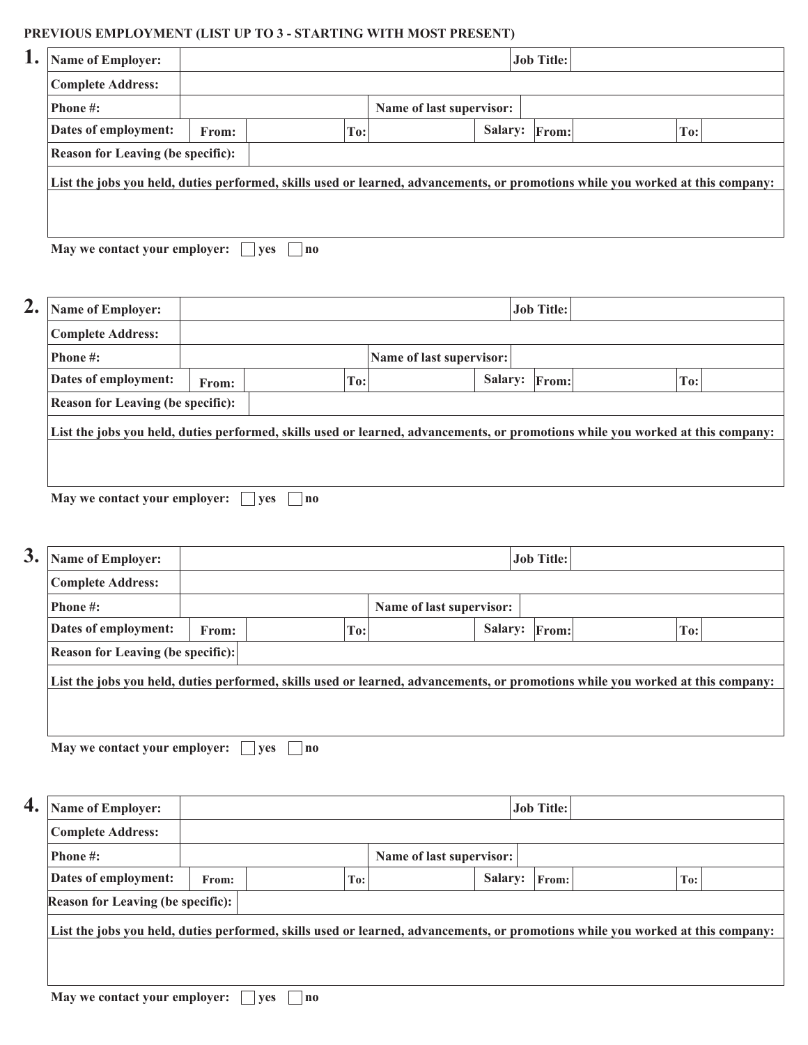**PREVIOUS EMPLOYMENT (LIST UP TO 3 - STARTING WITH MOST PRESENT)**

**1.**

| **Name of Employer:** | | | | | | **Job Title:** | | | |
|---|---|---|---|---|---|---|---|---|---|
| **Complete Address:** | | | | | | | | | |
| **Phone #:** | | | | **Name of last supervisor:** | | | | | |
| **Dates of employment:** | **From:** | | **To:** | | **Salary:** | **From:** | | **To:** | |
| **Reason for Leaving (be specific):** | | | | | | | | | |
| **List the jobs you held, duties performed, skills used or learned, advancements, or promotions while you worked at this company:** | | | | | | | | | |
| | | | | | | | | | |

**May we contact your employer:** ☐ **yes** ☐ **no**

**2.**

| **Name of Employer:** | | | | | | **Job Title:** | | | |
|---|---|---|---|---|---|---|---|---|---|
| **Complete Address:** | | | | | | | | | |
| **Phone #:** | | | | **Name of last supervisor:** | | | | | |
| **Dates of employment:** | **From:** | | **To:** | | **Salary:** | **From:** | | **To:** | |
| **Reason for Leaving (be specific):** | | | | | | | | | |
| **List the jobs you held, duties performed, skills used or learned, advancements, or promotions while you worked at this company:** | | | | | | | | | |
| | | | | | | | | | |

**May we contact your employer:** ☐ **yes** ☐ **no**

**3.**

| **Name of Employer:** | | | | | | **Job Title:** | | | |
|---|---|---|---|---|---|---|---|---|---|
| **Complete Address:** | | | | | | | | | |
| **Phone #:** | | | | **Name of last supervisor:** | | | | | |
| **Dates of employment:** | **From:** | | **To:** | | **Salary:** | **From:** | | **To:** | |
| **Reason for Leaving (be specific):** | | | | | | | | | |
| **List the jobs you held, duties performed, skills used or learned, advancements, or promotions while you worked at this company:** | | | | | | | | | |
| | | | | | | | | | |

**May we contact your employer:** ☐ **yes** ☐ **no**

**4.**

| **Name of Employer:** | | | | | | **Job Title:** | | | |
|---|---|---|---|---|---|---|---|---|---|
| **Complete Address:** | | | | | | | | | |
| **Phone #:** | | | | **Name of last supervisor:** | | | | | |
| **Dates of employment:** | **From:** | | **To:** | | **Salary:** | **From:** | | **To:** | |
| **Reason for Leaving (be specific):** | | | | | | | | | |
| **List the jobs you held, duties performed, skills used or learned, advancements, or promotions while you worked at this company:** | | | | | | | | | |
| | | | | | | | | | |

**May we contact your employer:** ☐ **yes** ☐ **no**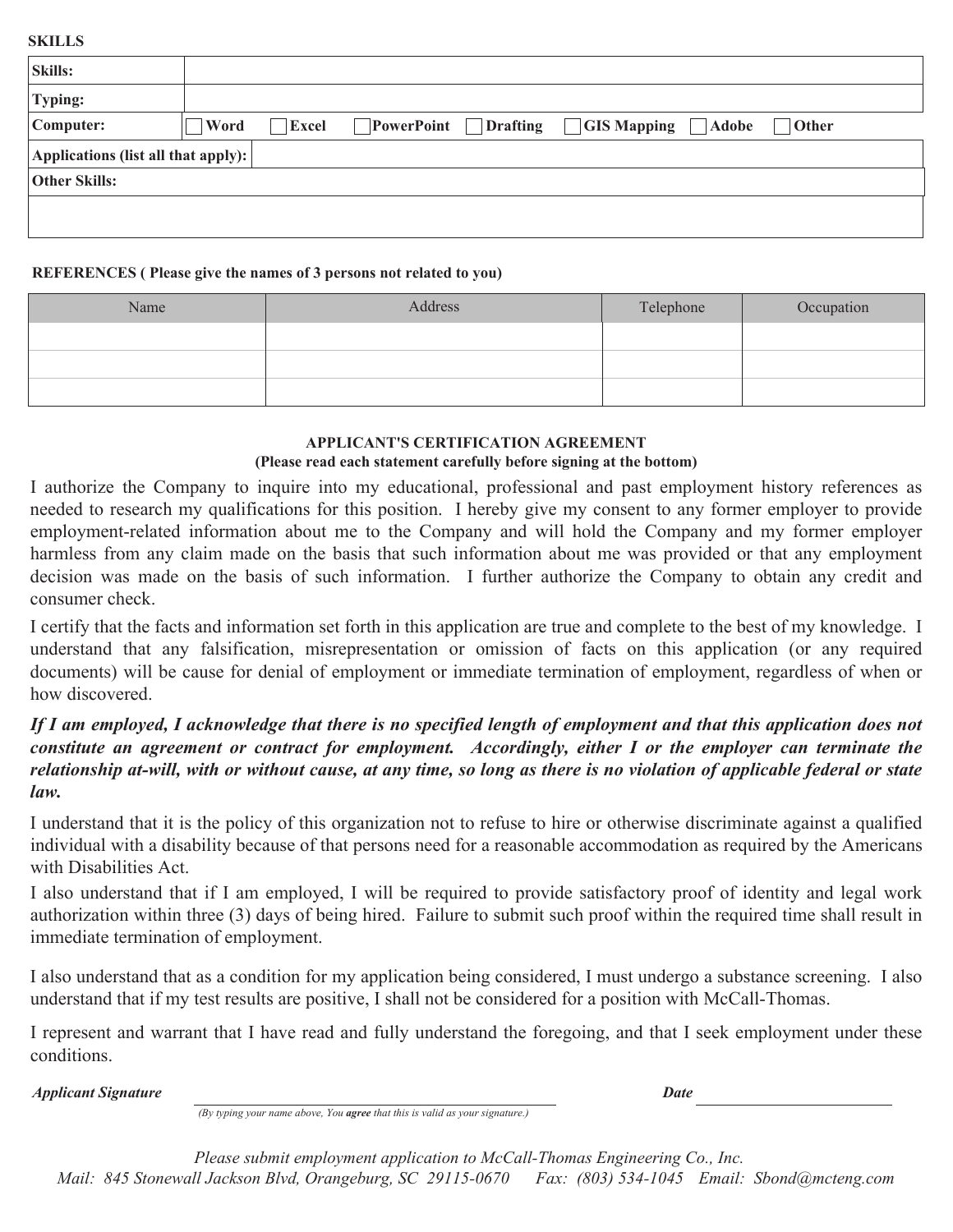**SKILLS**

| | |
|---|---|
| **Skills:** | |
| **Typing:** | |
| **Computer:** | ☐ **Word** ☐ **Excel** ☐ **PowerPoint** ☐ **Drafting** ☐ **GIS Mapping** ☐ **Adobe** ☐ **Other** |
| **Applications (list all that apply):** | |
| **Other Skills:** | |

**REFERENCES ( Please give the names of 3 persons not related to you)**

| Name | Address | Telephone | Occupation |
|---|---|---|---|
| | | | |
| | | | |
| | | | |

**APPLICANT'S CERTIFICATION AGREEMENT**
**(Please read each statement carefully before signing at the bottom)**

I authorize the Company to inquire into my educational, professional and past employment history references as needed to research my qualifications for this position. I hereby give my consent to any former employer to provide employment-related information about me to the Company and will hold the Company and my former employer harmless from any claim made on the basis that such information about me was provided or that any employment decision was made on the basis of such information. I further authorize the Company to obtain any credit and consumer check.

I certify that the facts and information set forth in this application are true and complete to the best of my knowledge. I understand that any falsification, misrepresentation or omission of facts on this application (or any required documents) will be cause for denial of employment or immediate termination of employment, regardless of when or how discovered.

***If I am employed, I acknowledge that there is no specified length of employment and that this application does not constitute an agreement or contract for employment. Accordingly, either I or the employer can terminate the relationship at-will, with or without cause, at any time, so long as there is no violation of applicable federal or state law.***

I understand that it is the policy of this organization not to refuse to hire or otherwise discriminate against a qualified individual with a disability because of that persons need for a reasonable accommodation as required by the Americans with Disabilities Act.

I also understand that if I am employed, I will be required to provide satisfactory proof of identity and legal work authorization within three (3) days of being hired. Failure to submit such proof within the required time shall result in immediate termination of employment.

I also understand that as a condition for my application being considered, I must undergo a substance screening. I also understand that if my test results are positive, I shall not be considered for a position with McCall-Thomas.

I represent and warrant that I have read and fully understand the foregoing, and that I seek employment under these conditions.

***Applicant Signature*** ______________________________ ***Date*** ____________________

*(By typing your name above, You **agree** that this is valid as your signature.)*

*Please submit employment application to McCall-Thomas Engineering Co., Inc.*
*Mail: 845 Stonewall Jackson Blvd, Orangeburg, SC 29115-0670 Fax: (803) 534-1045 Email: Sbond@mcteng.com*